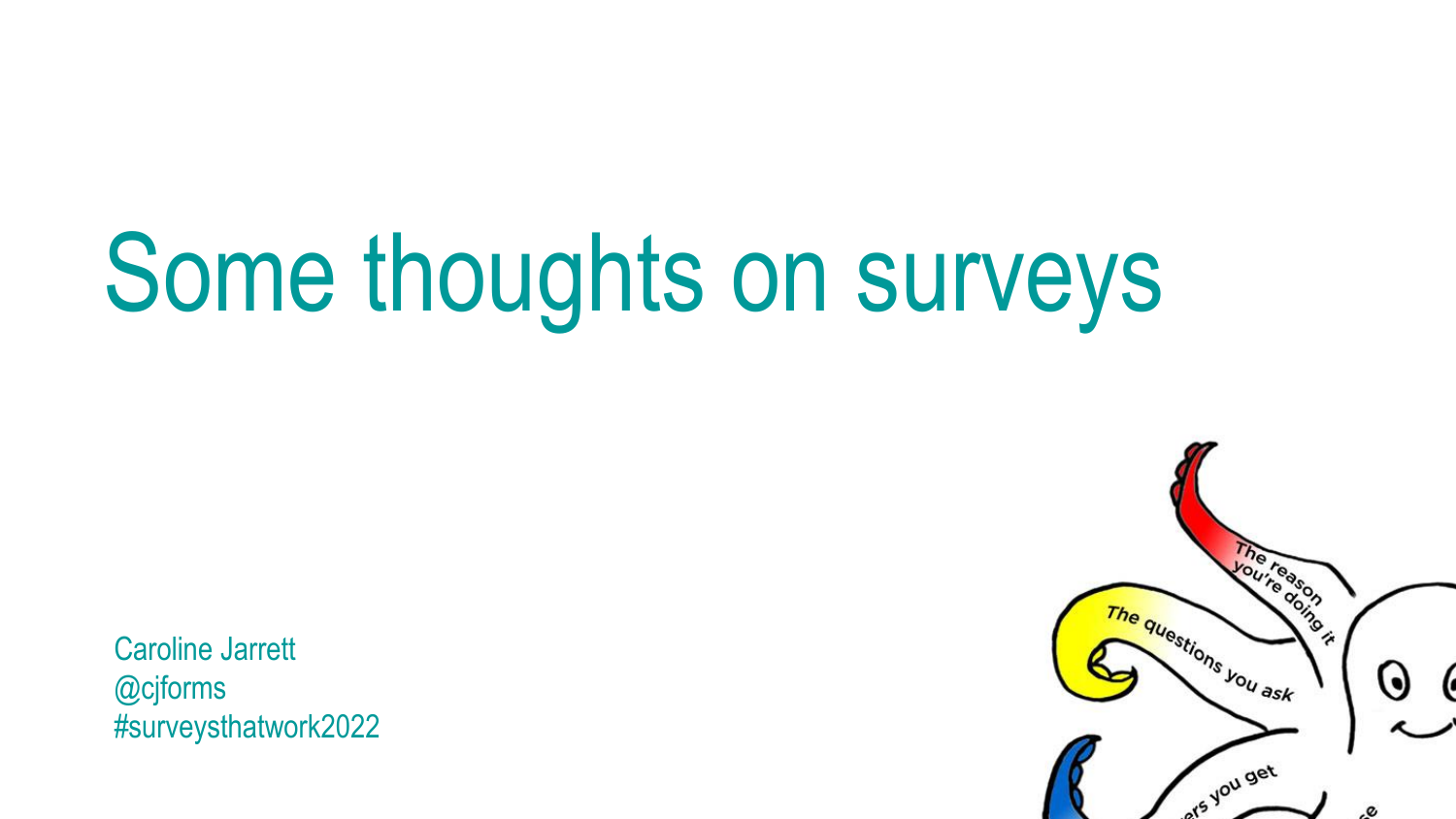# Some thoughts on surveys

Caroline Jarrett
@cjforms
#surveysthatwork2022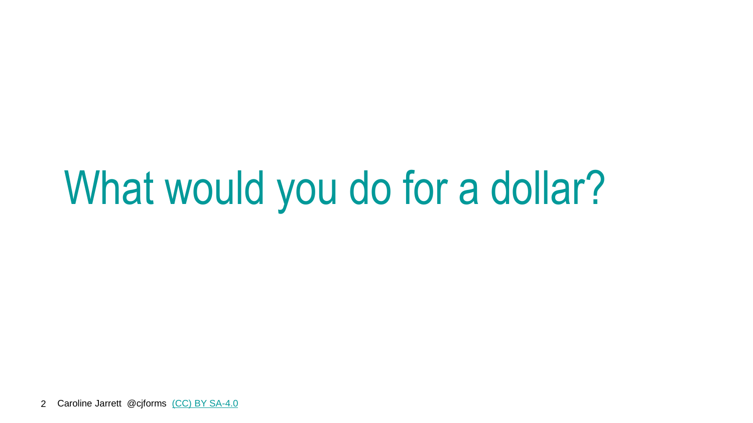# What would you do for a dollar?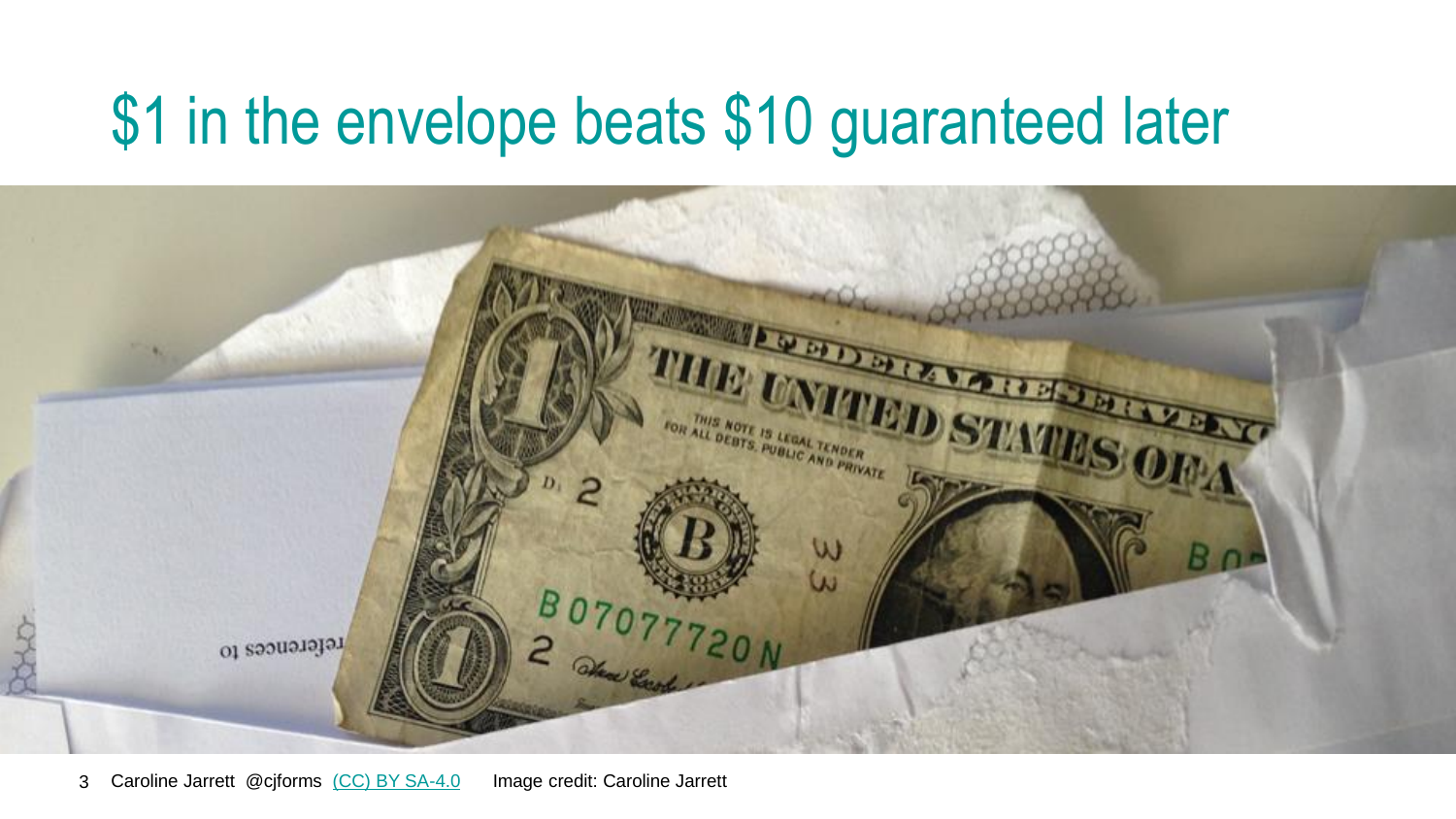# $1 in the envelope beats $10 guaranteed later

Image credit: Caroline Jarrett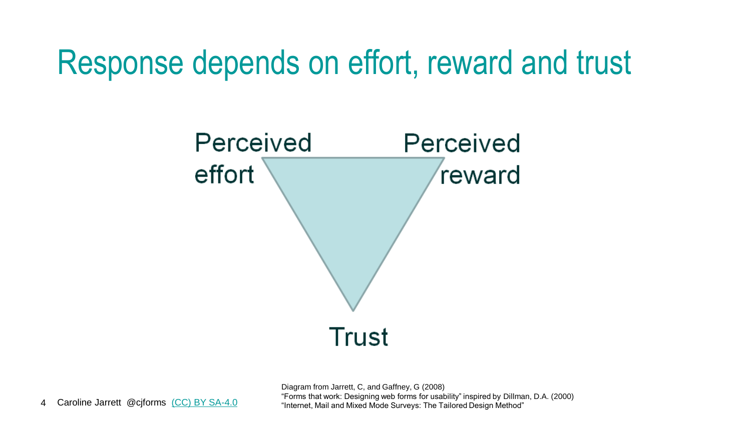# Response depends on effort, reward and trust

Perceived effort

Perceived reward

Trust

Diagram from Jarrett, C, and Gaffney, G (2008)
"Forms that work: Designing web forms for usability" inspired by Dillman, D.A. (2000)
"Internet, Mail and Mixed Mode Surveys: The Tailored Design Method"

Caroline Jarrett @cjforms (CC) BY SA-4.0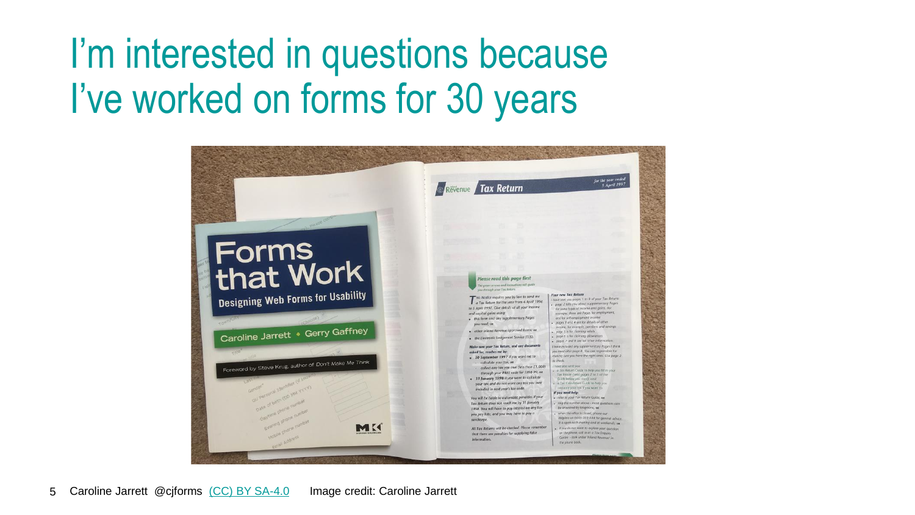# I'm interested in questions because I've worked on forms for 30 years

Caroline Jarrett @cjforms (CC) BY SA-4.0 Image credit: Caroline Jarrett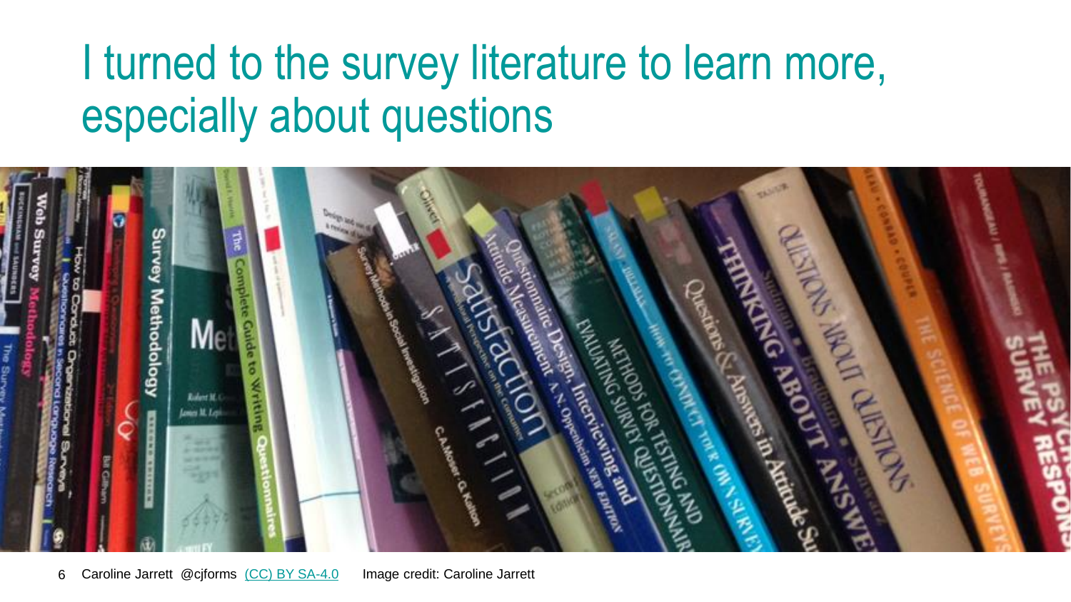# I turned to the survey literature to learn more, especially about questions

Image credit: Caroline Jarrett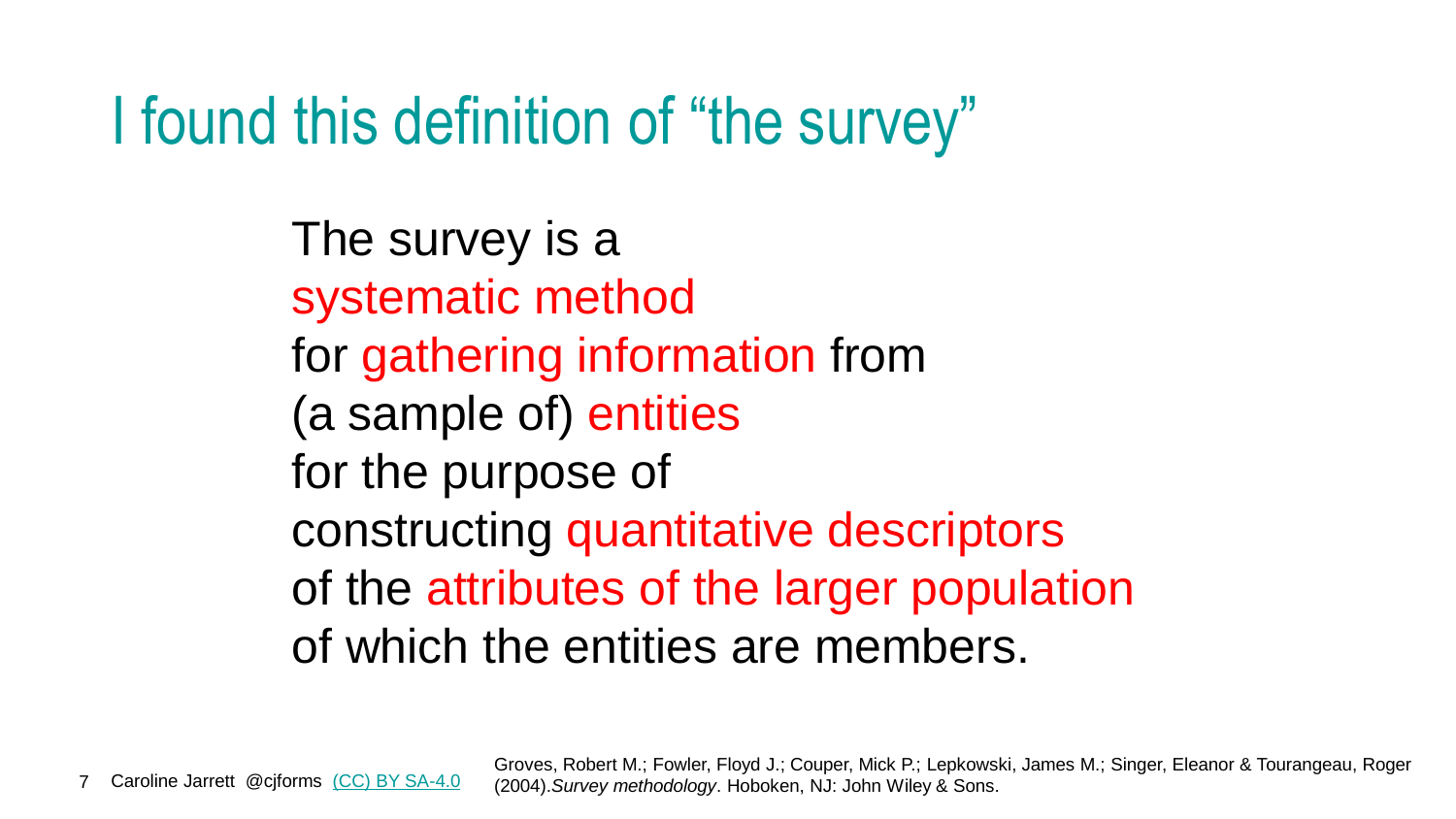# I found this definition of “the survey”

The survey is a
systematic method
for gathering information from
(a sample of) entities
for the purpose of
constructing quantitative descriptors
of the attributes of the larger population
of which the entities are members.

Caroline Jarrett @cjforms (CC) BY SA-4.0

Groves, Robert M.; Fowler, Floyd J.; Couper, Mick P.; Lepkowski, James M.; Singer, Eleanor & Tourangeau, Roger (2004).*Survey methodology*. Hoboken, NJ: John Wiley & Sons.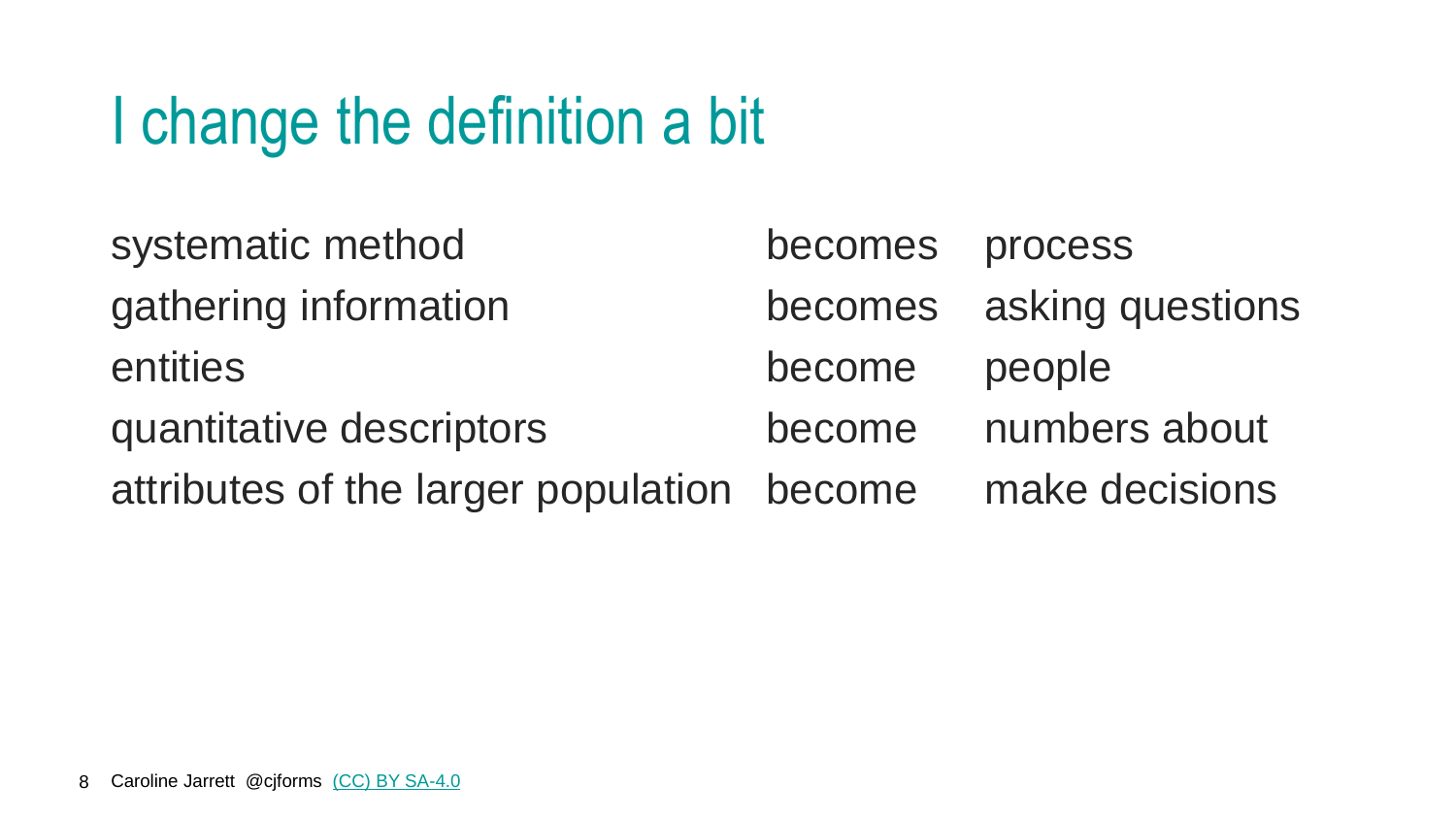# I change the definition a bit

| | | |
|---|---|---|
| systematic method | becomes | process |
| gathering information | becomes | asking questions |
| entities | become | people |
| quantitative descriptors | become | numbers about |
| attributes of the larger population | become | make decisions |

Caroline Jarrett @cjforms (CC) BY SA-4.0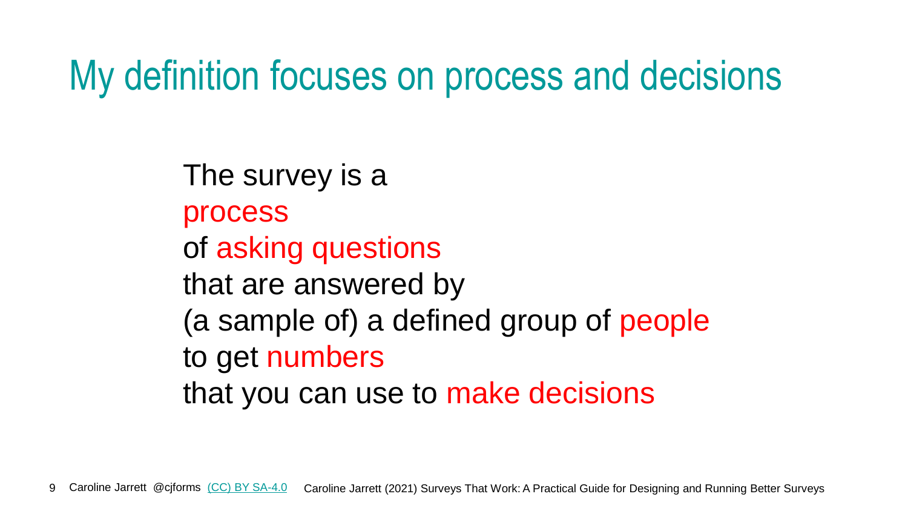# My definition focuses on process and decisions

The survey is a
process
of asking questions
that are answered by
(a sample of) a defined group of people
to get numbers
that you can use to make decisions

Caroline Jarrett @cjforms (CC) BY SA-4.0 Caroline Jarrett (2021) Surveys That Work: A Practical Guide for Designing and Running Better Surveys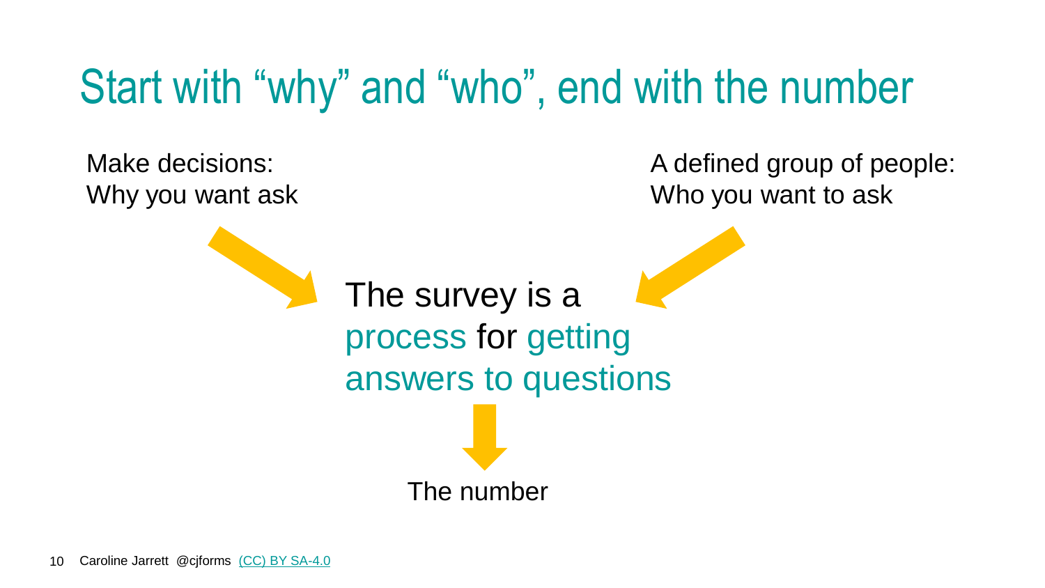# Start with "why" and "who", end with the number

Make decisions:
Why you want ask

A defined group of people:
Who you want to ask

The survey is a process for getting answers to questions

The number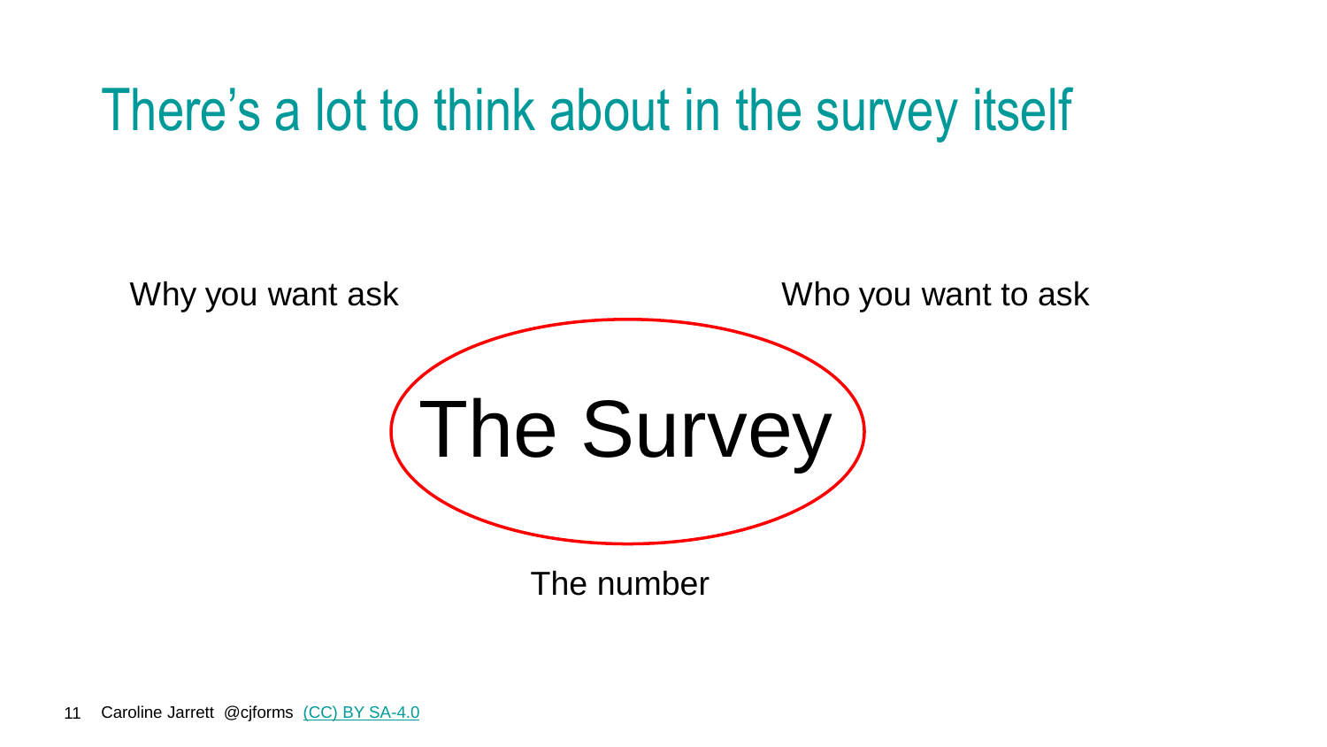# There's a lot to think about in the survey itself

Why you want ask

Who you want to ask

The Survey

The number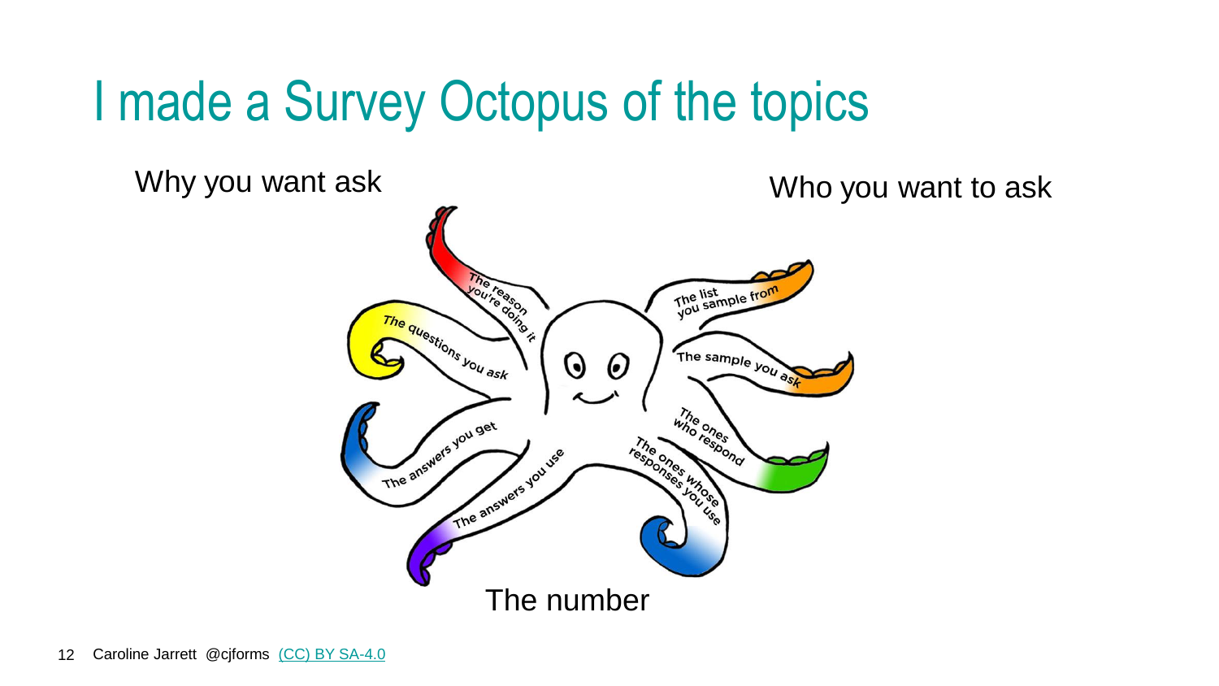# I made a Survey Octopus of the topics

Why you want ask

Who you want to ask

The reason you're doing it

The questions you ask

The answers you get

The answers you use

The list you sample from

The sample you ask

The ones who respond

The ones whose responses you use

The number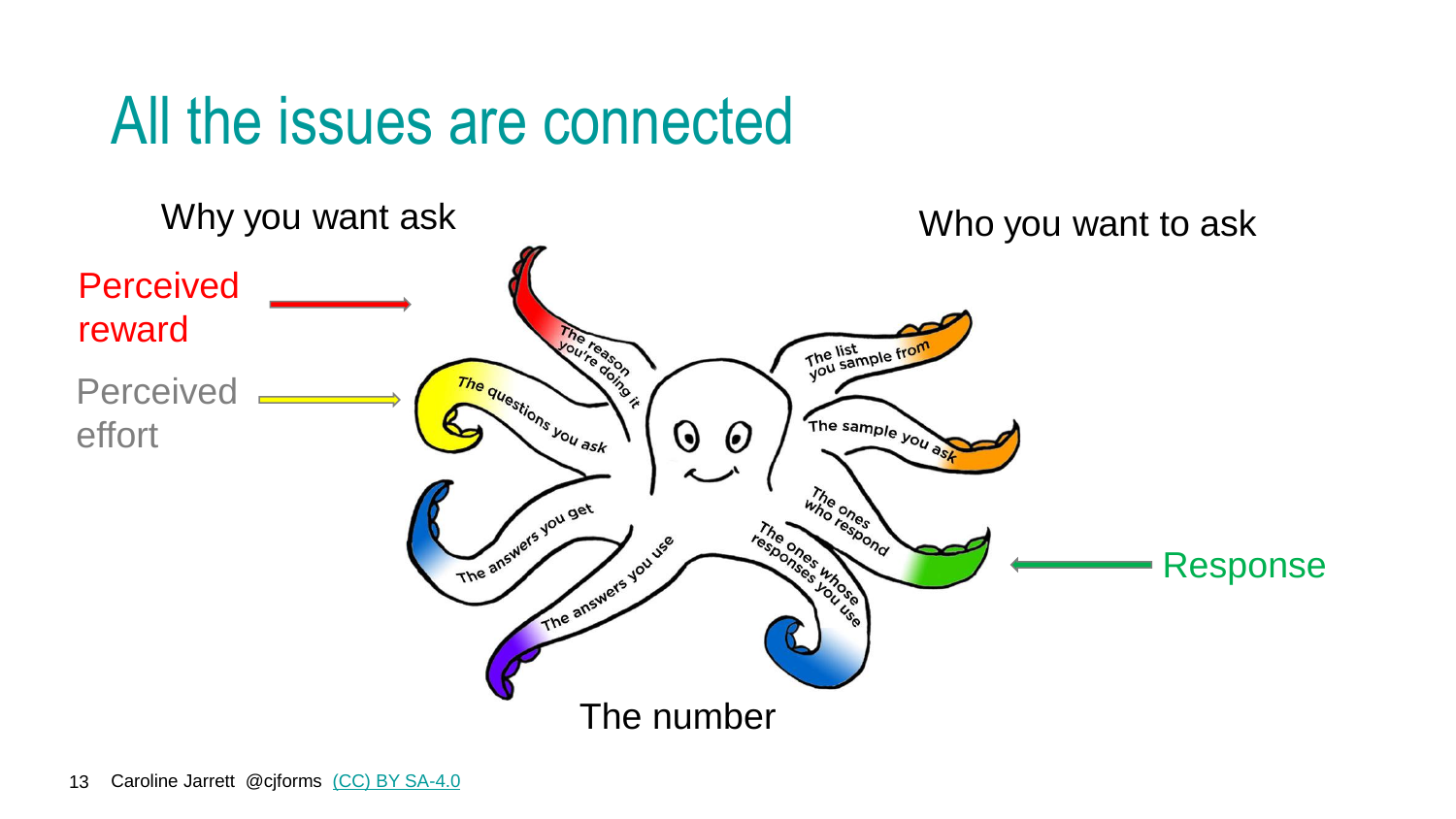# All the issues are connected

Why you want ask

Who you want to ask

Perceived reward

Perceived effort

The reason you're doing it

The questions you ask

The answers you get

The answers you use

The list you sample from

The sample you ask

The ones who respond

The ones whose responses you use

Response

The number

Caroline Jarrett @cjforms [(CC) BY SA-4.0]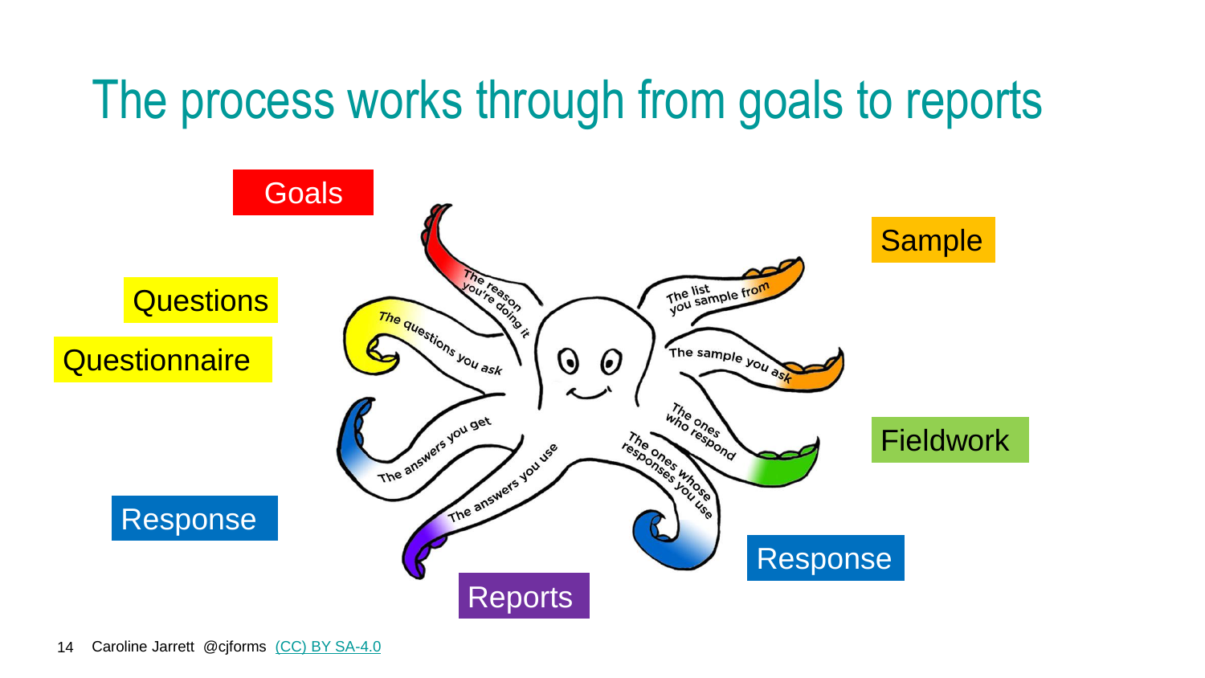# The process works through from goals to reports

Goals

Questions

Questionnaire

Response

Reports

Sample

Fieldwork

Response

The reason you're doing it

The questions you ask

The answers you get

The answers you use

The list you sample from

The sample you ask

The ones who respond

The ones whose responses you use

Caroline Jarrett @cjforms (CC) BY SA-4.0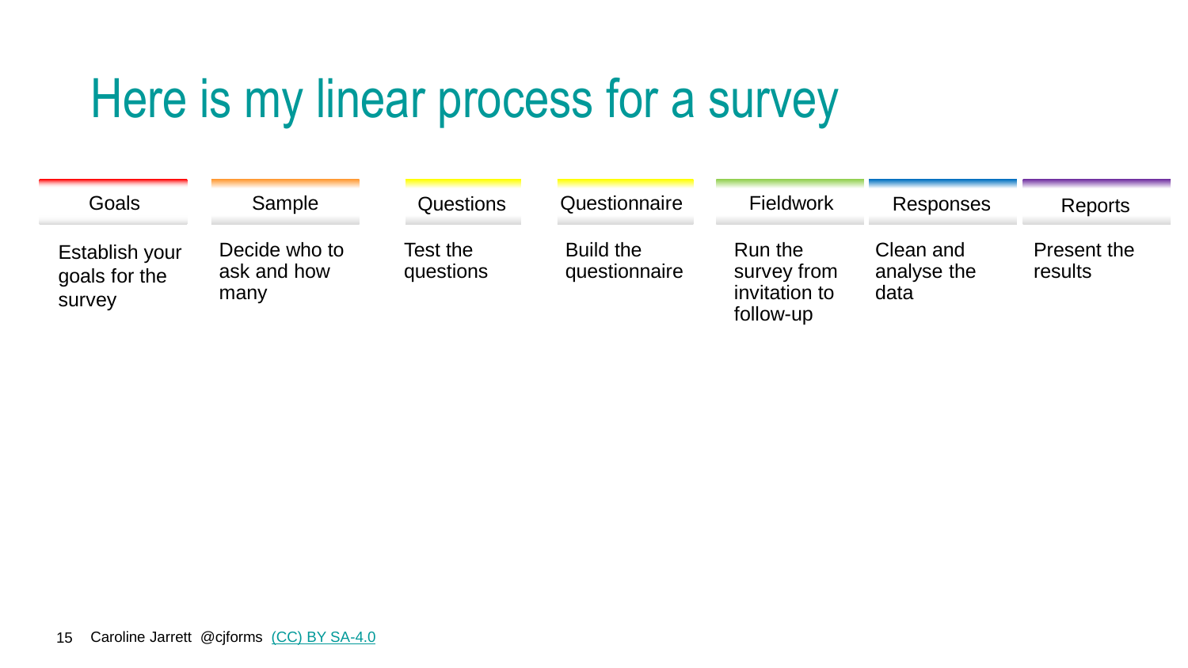# Here is my linear process for a survey

| Goals | Sample | Questions | Questionnaire | Fieldwork | Responses | Reports |
|---|---|---|---|---|---|---|
| Establish your goals for the survey | Decide who to ask and how many | Test the questions | Build the questionnaire | Run the survey from invitation to follow-up | Clean and analyse the data | Present the results |

Caroline Jarrett @cjforms (CC) BY SA-4.0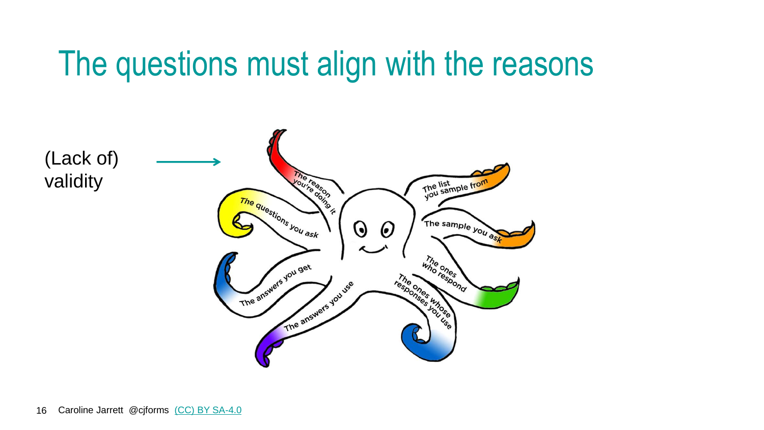# The questions must align with the reasons

(Lack of) validity →

The reason you're doing it

The questions you ask

The answers you get

The answers you use

The list you sample from

The sample you ask

The ones who respond

The ones whose responses you use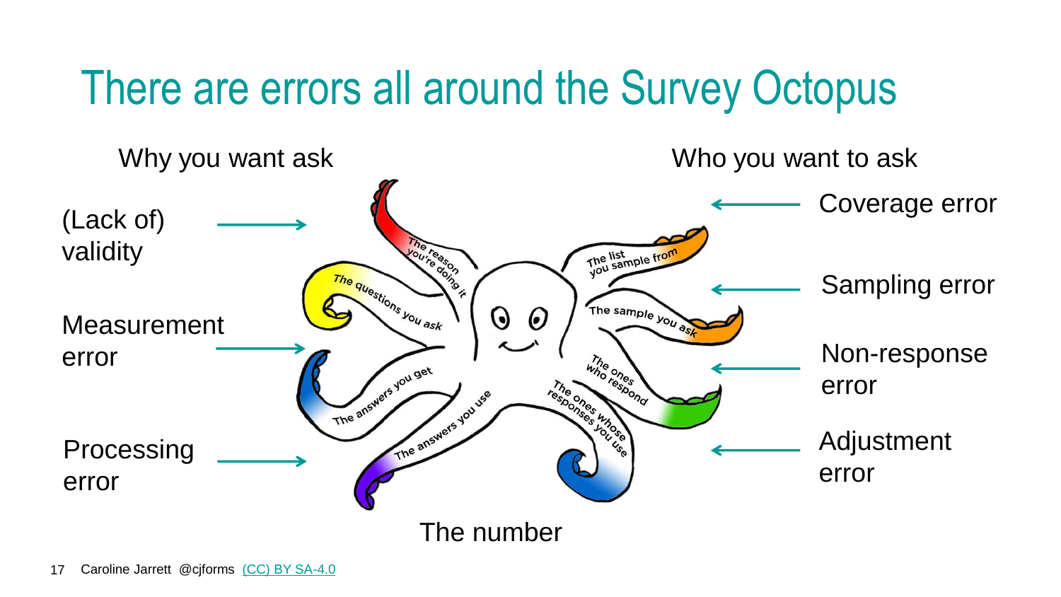# There are errors all around the Survey Octopus

Why you want ask

Who you want to ask

(Lack of) validity

Measurement error

Processing error

Coverage error

Sampling error

Non-response error

Adjustment error

The reason you're doing it

The questions you ask

The answers you get

The answers you use

The list you sample from

The sample you ask

The ones who respond

The ones whose responses you use

The number

Caroline Jarrett @cjforms (CC) BY SA-4.0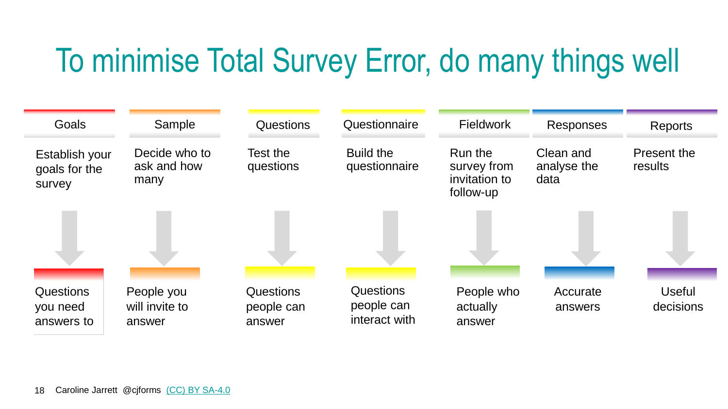# To minimise Total Survey Error, do many things well

| Goals | Sample | Questions | Questionnaire | Fieldwork | Responses | Reports |
| --- | --- | --- | --- | --- | --- | --- |
| Establish your goals for the survey | Decide who to ask and how many | Test the questions | Build the questionnaire | Run the survey from invitation to follow-up | Clean and analyse the data | Present the results |
| ↓ | ↓ | ↓ | ↓ | ↓ | ↓ | ↓ |
| Questions you need answers to | People you will invite to answer | Questions people can answer | Questions people can interact with | People who actually answer | Accurate answers | Useful decisions |

Caroline Jarrett @cjforms (CC) BY SA-4.0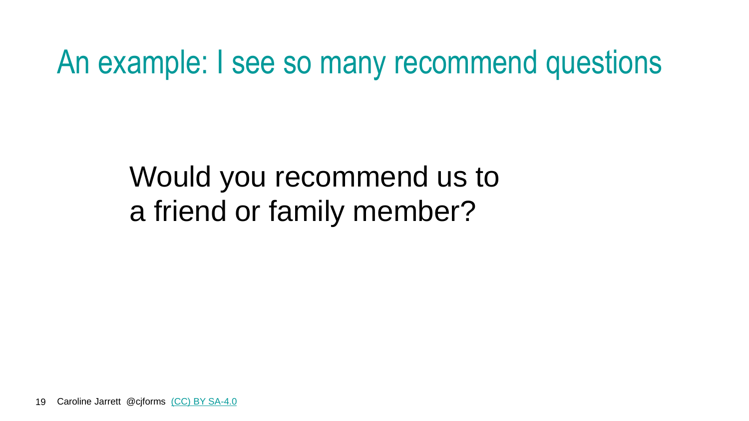# An example: I see so many recommend questions

Would you recommend us to a friend or family member?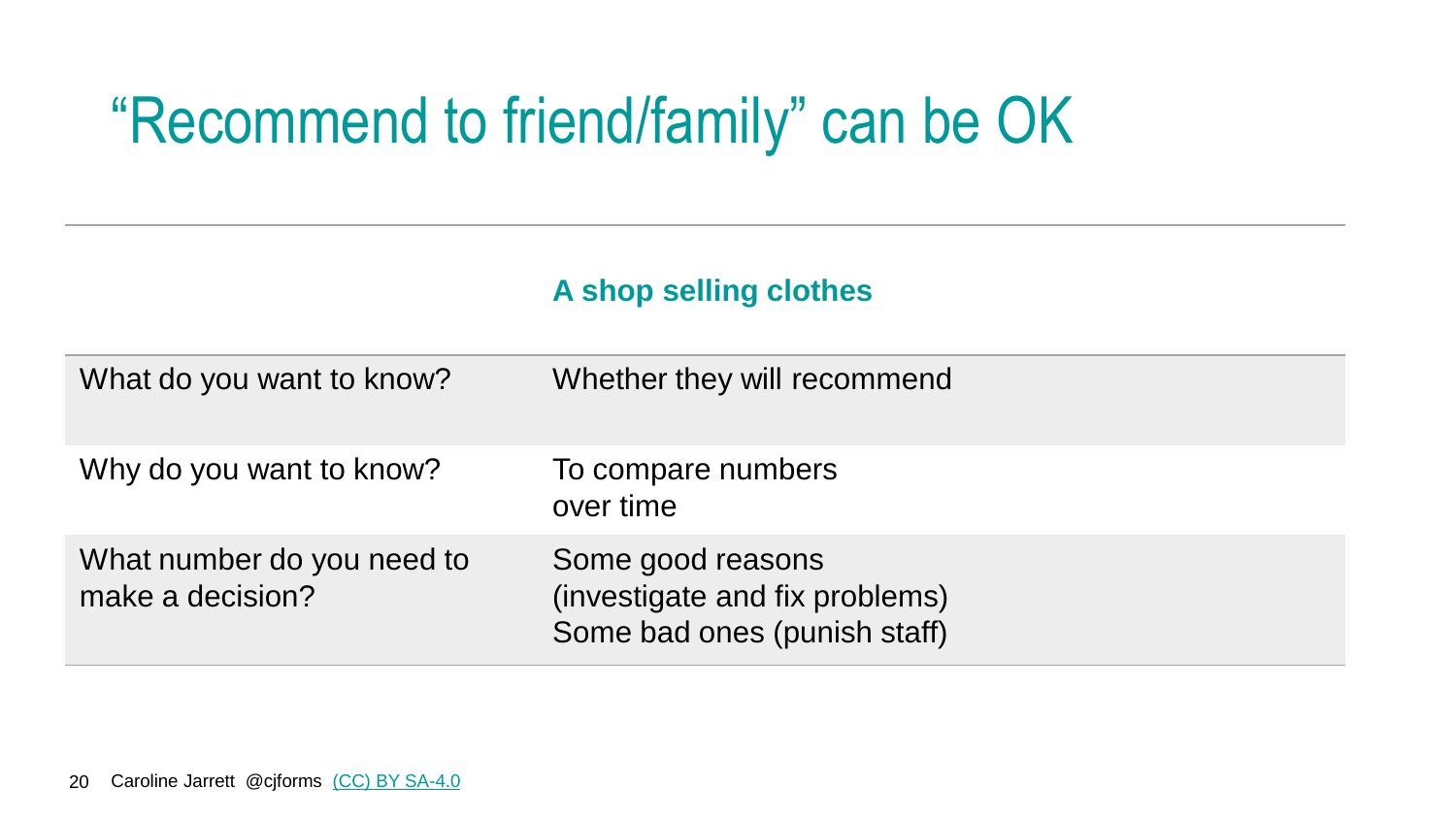# “Recommend to friend/family” can be OK

| | A shop selling clothes |
|---|---|
| What do you want to know? | Whether they will recommend |
| Why do you want to know? | To compare numbers over time |
| What number do you need to make a decision? | Some good reasons (investigate and fix problems)<br>Some bad ones (punish staff) |

Caroline Jarrett @cjforms (CC) BY SA-4.0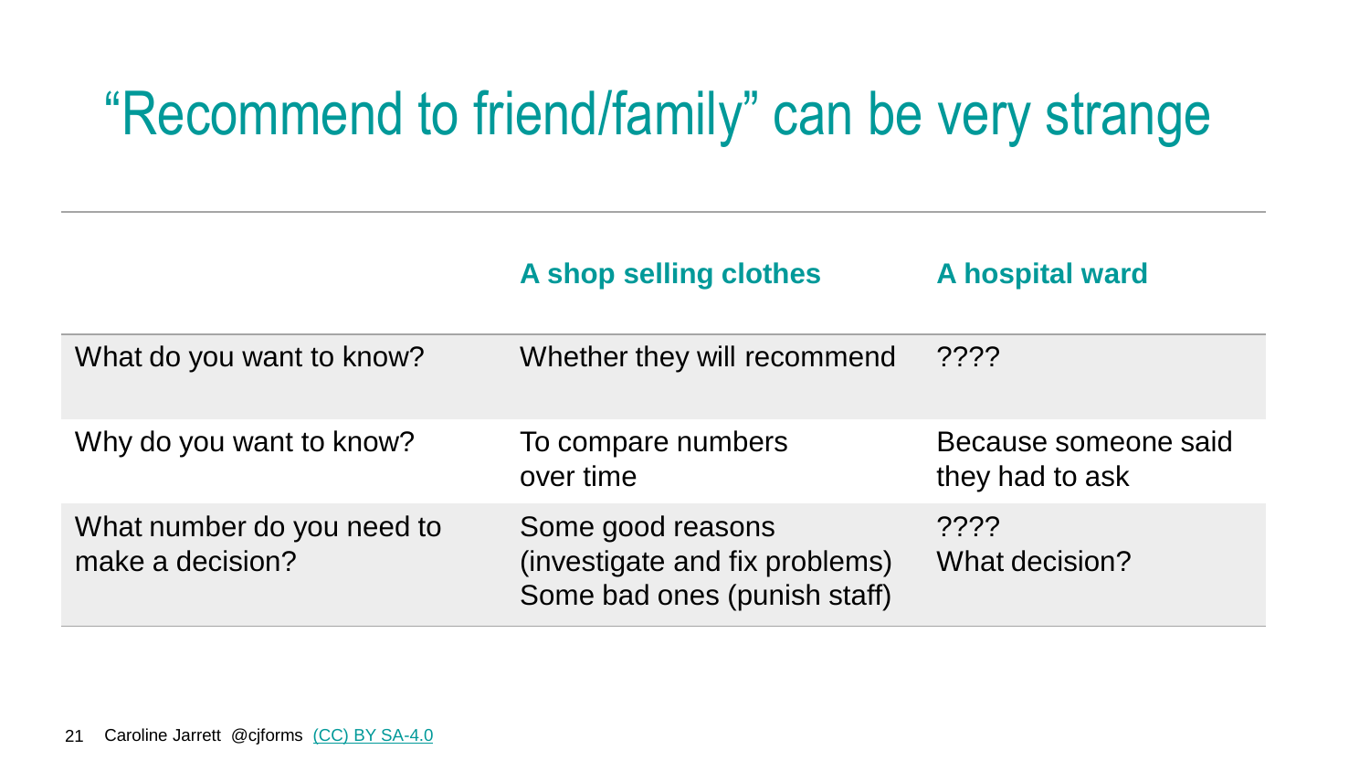# "Recommend to friend/family" can be very strange

| | A shop selling clothes | A hospital ward |
|---|---|---|
| What do you want to know? | Whether they will recommend | ???? |
| Why do you want to know? | To compare numbers over time | Because someone said they had to ask |
| What number do you need to make a decision? | Some good reasons (investigate and fix problems)<br>Some bad ones (punish staff) | ????<br>What decision? |

Caroline Jarrett @cjforms (CC) BY SA-4.0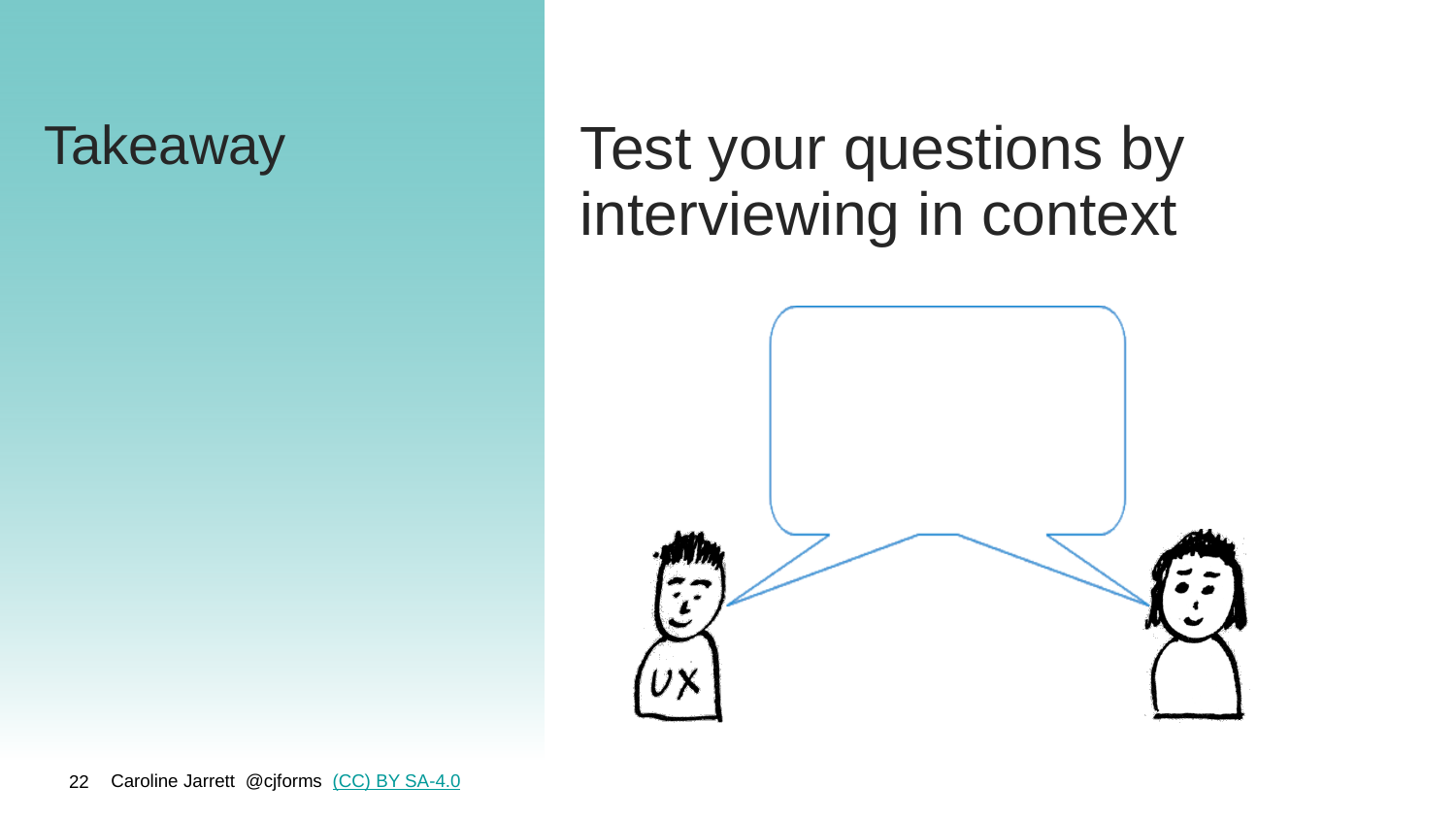# Takeaway

## Test your questions by interviewing in context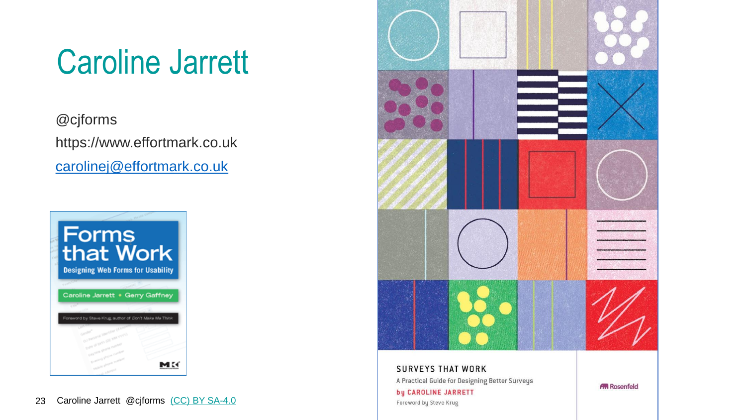# Caroline Jarrett

@cjforms

https://www.effortmark.co.uk

carolinej@effortmark.co.uk

Forms that Work
Designing Web Forms for Usability
Caroline Jarrett • Gerry Gaffney
Foreword by Steve Krug, author of Don't Make Me Think

SURVEYS THAT WORK
A Practical Guide for Designing Better Surveys
by CAROLINE JARRETT
Foreword by Steve Krug
Rosenfeld

Caroline Jarrett @cjforms (CC) BY SA-4.0